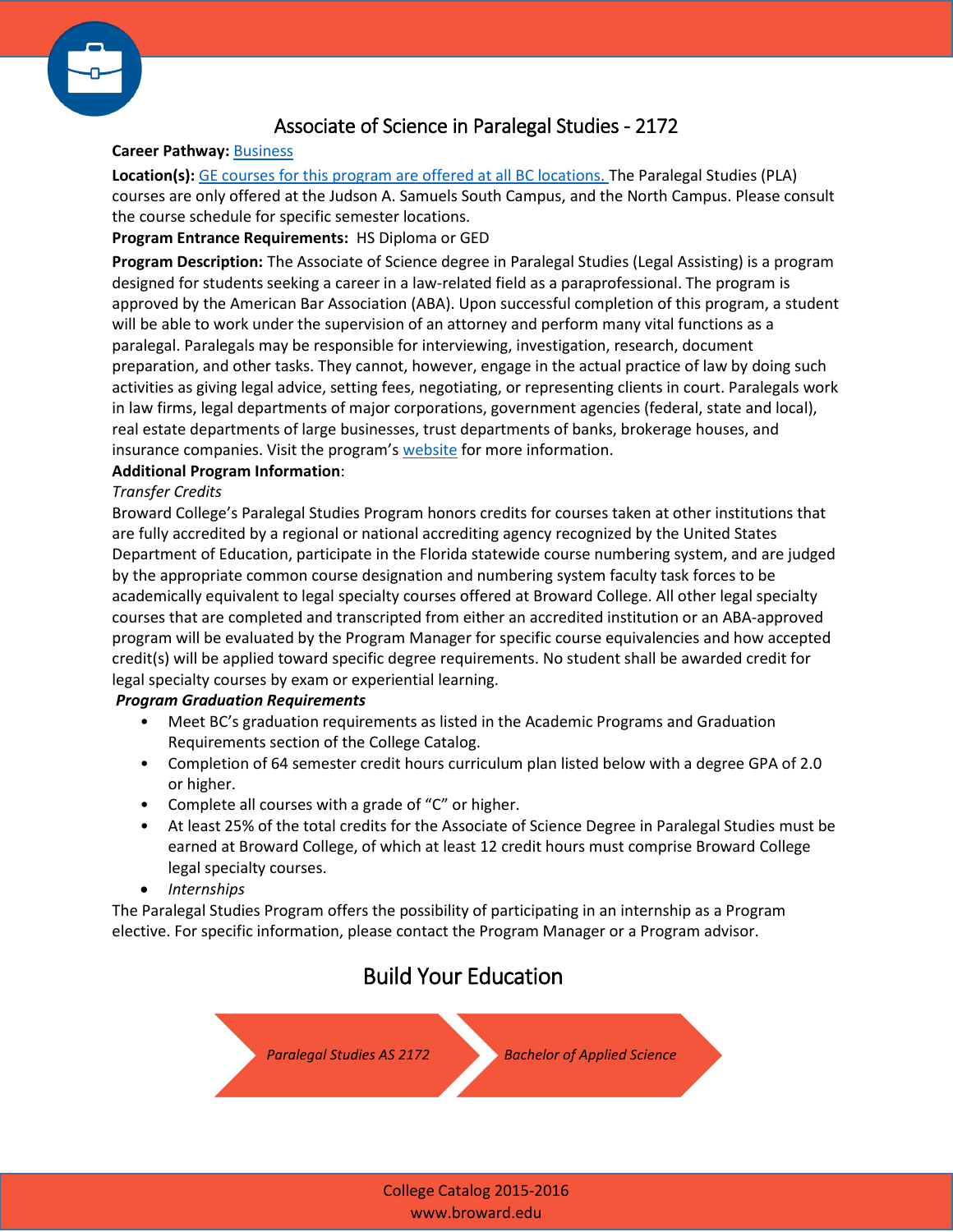# Associate of Science in Paralegal Studies - 2172

**Career Pathway:** Business

**Location(s):** GE courses for this program are offered at all BC locations. The Paralegal Studies (PLA) courses are only offered at the Judson A. Samuels South Campus, and the North Campus. Please consult the course schedule for specific semester locations.

**Program Entrance Requirements:** HS Diploma or GED

**Program Description:** The Associate of Science degree in Paralegal Studies (Legal Assisting) is a program designed for students seeking a career in a law-related field as a paraprofessional. The program is approved by the American Bar Association (ABA). Upon successful completion of this program, a student will be able to work under the supervision of an attorney and perform many vital functions as a paralegal. Paralegals may be responsible for interviewing, investigation, research, document preparation, and other tasks. They cannot, however, engage in the actual practice of law by doing such activities as giving legal advice, setting fees, negotiating, or representing clients in court. Paralegals work in law firms, legal departments of major corporations, government agencies (federal, state and local), real estate departments of large businesses, trust departments of banks, brokerage houses, and insurance companies. Visit the program's website for more information.

**Additional Program Information**:

*Transfer Credits*

Broward College's Paralegal Studies Program honors credits for courses taken at other institutions that are fully accredited by a regional or national accrediting agency recognized by the United States Department of Education, participate in the Florida statewide course numbering system, and are judged by the appropriate common course designation and numbering system faculty task forces to be academically equivalent to legal specialty courses offered at Broward College. All other legal specialty courses that are completed and transcripted from either an accredited institution or an ABA-approved program will be evaluated by the Program Manager for specific course equivalencies and how accepted credit(s) will be applied toward specific degree requirements. No student shall be awarded credit for legal specialty courses by exam or experiential learning.

***Program Graduation Requirements***

- Meet BC's graduation requirements as listed in the Academic Programs and Graduation Requirements section of the College Catalog.
- Completion of 64 semester credit hours curriculum plan listed below with a degree GPA of 2.0 or higher.
- Complete all courses with a grade of "C" or higher.
- At least 25% of the total credits for the Associate of Science Degree in Paralegal Studies must be earned at Broward College, of which at least 12 credit hours must comprise Broward College legal specialty courses.
- *Internships*

The Paralegal Studies Program offers the possibility of participating in an internship as a Program elective. For specific information, please contact the Program Manager or a Program advisor.

## Build Your Education

*Paralegal Studies AS 2172* → *Bachelor of Applied Science*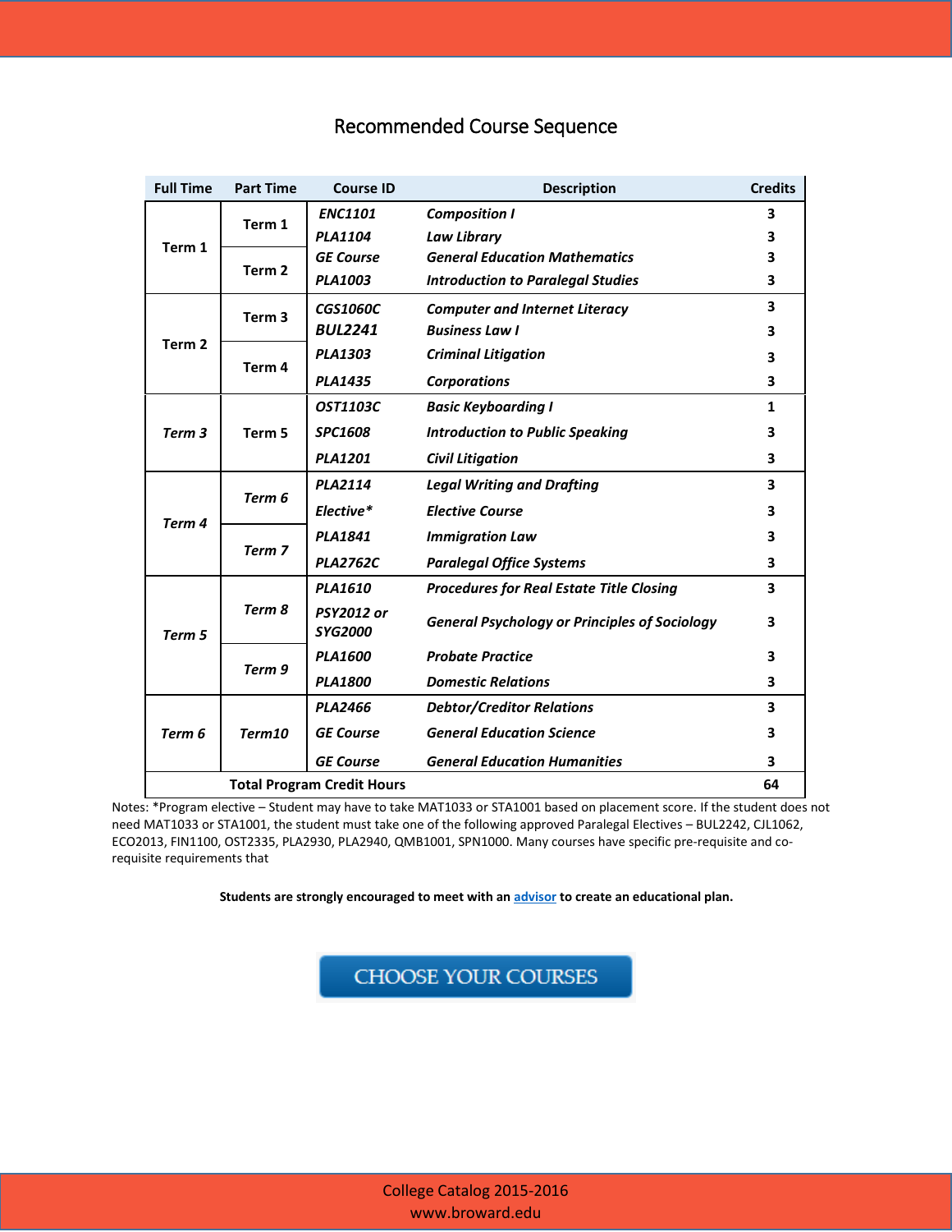## Recommended Course Sequence

| Full Time | Part Time | Course ID | Description | Credits |
|---|---|---|---|---|
| Term 1 | Term 1 | *ENC1101* | *Composition I* | 3 |
| | | *PLA1104* | *Law Library* | 3 |
| | Term 2 | *GE Course* | *General Education Mathematics* | 3 |
| | | *PLA1003* | *Introduction to Paralegal Studies* | 3 |
| Term 2 | Term 3 | *CGS1060C* | *Computer and Internet Literacy* | 3 |
| | | BUL2241 | *Business Law I* | 3 |
| | Term 4 | *PLA1303* | *Criminal Litigation* | 3 |
| | | *PLA1435* | *Corporations* | 3 |
| *Term 3* | Term 5 | *OST1103C* | *Basic Keyboarding I* | 1 |
| | | *SPC1608* | *Introduction to Public Speaking* | 3 |
| | | *PLA1201* | *Civil Litigation* | 3 |
| *Term 4* | *Term 6* | *PLA2114* | *Legal Writing and Drafting* | 3 |
| | | *Elective** | *Elective Course* | 3 |
| | *Term 7* | *PLA1841* | *Immigration Law* | 3 |
| | | *PLA2762C* | *Paralegal Office Systems* | 3 |
| *Term 5* | *Term 8* | *PLA1610* | *Procedures for Real Estate Title Closing* | 3 |
| | | *PSY2012 or SYG2000* | *General Psychology or Principles of Sociology* | 3 |
| | *Term 9* | *PLA1600* | *Probate Practice* | 3 |
| | | *PLA1800* | *Domestic Relations* | 3 |
| *Term 6* | *Term10* | *PLA2466* | *Debtor/Creditor Relations* | 3 |
| | | *GE Course* | *General Education Science* | 3 |
| | | *GE Course* | *General Education Humanities* | 3 |
| | **Total Program Credit Hours** | | | **64** |

Notes: *Program elective – Student may have to take MAT1033 or STA1001 based on placement score. If the student does not need MAT1033 or STA1001, the student must take one of the following approved Paralegal Electives – BUL2242, CJL1062, ECO2013, FIN1100, OST2335, PLA2930, PLA2940, QMB1001, SPN1000. Many courses have specific pre-requisite and co-requisite requirements that

**Students are strongly encouraged to meet with an advisor to create an educational plan.**

CHOOSE YOUR COURSES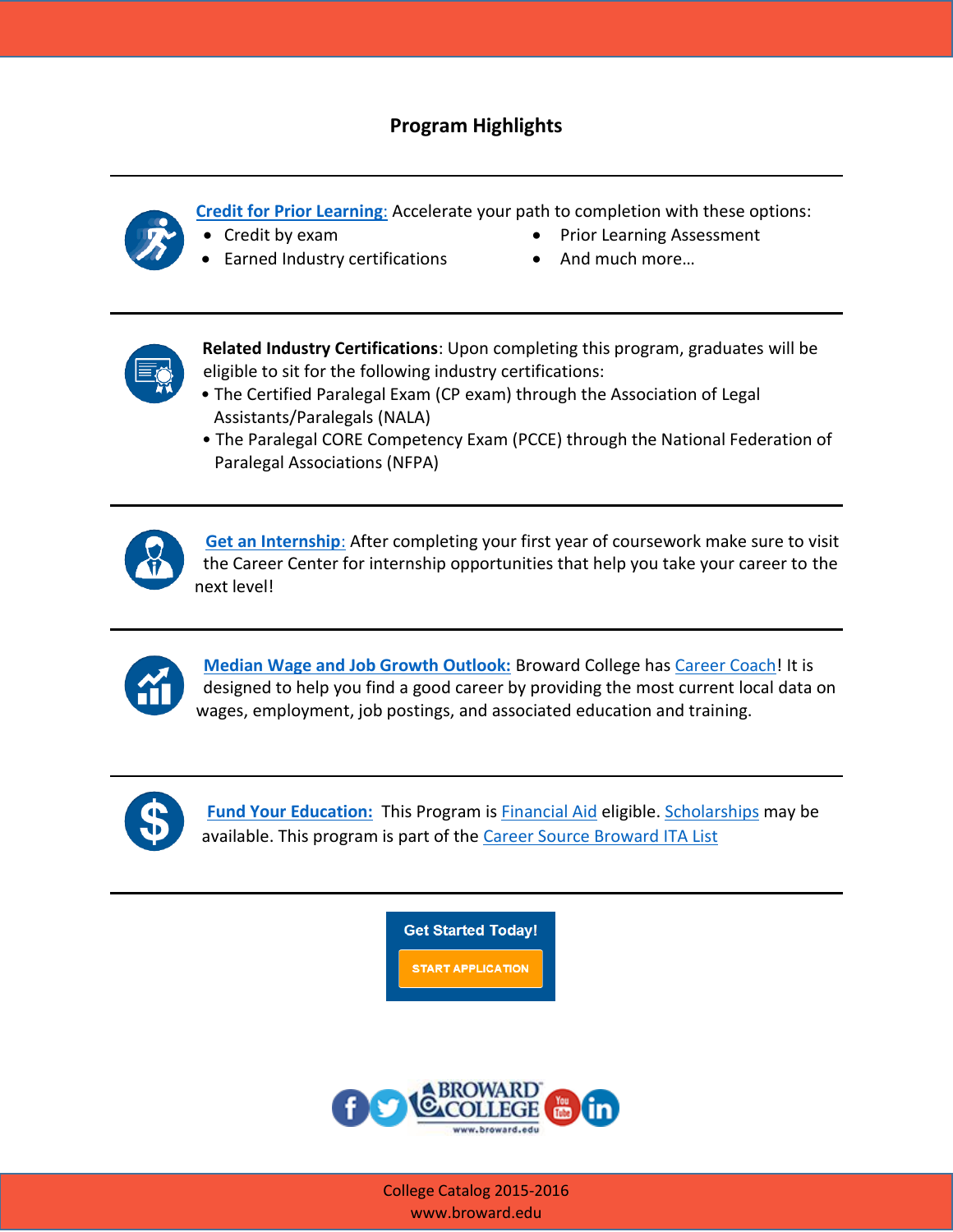## Program Highlights

---

**Credit for Prior Learning:** Accelerate your path to completion with these options:

- Credit by exam
- Earned Industry certifications
- Prior Learning Assessment
- And much more…

---

**Related Industry Certifications**: Upon completing this program, graduates will be eligible to sit for the following industry certifications:

- The Certified Paralegal Exam (CP exam) through the Association of Legal Assistants/Paralegals (NALA)
- The Paralegal CORE Competency Exam (PCCE) through the National Federation of Paralegal Associations (NFPA)

---

**Get an Internship:** After completing your first year of coursework make sure to visit the Career Center for internship opportunities that help you take your career to the next level!

---

**Median Wage and Job Growth Outlook:** Broward College has Career Coach! It is designed to help you find a good career by providing the most current local data on wages, employment, job postings, and associated education and training.

---

**Fund Your Education:** This Program is Financial Aid eligible. Scholarships may be available. This program is part of the Career Source Broward ITA List

---

**Get Started Today!**

START APPLICATION